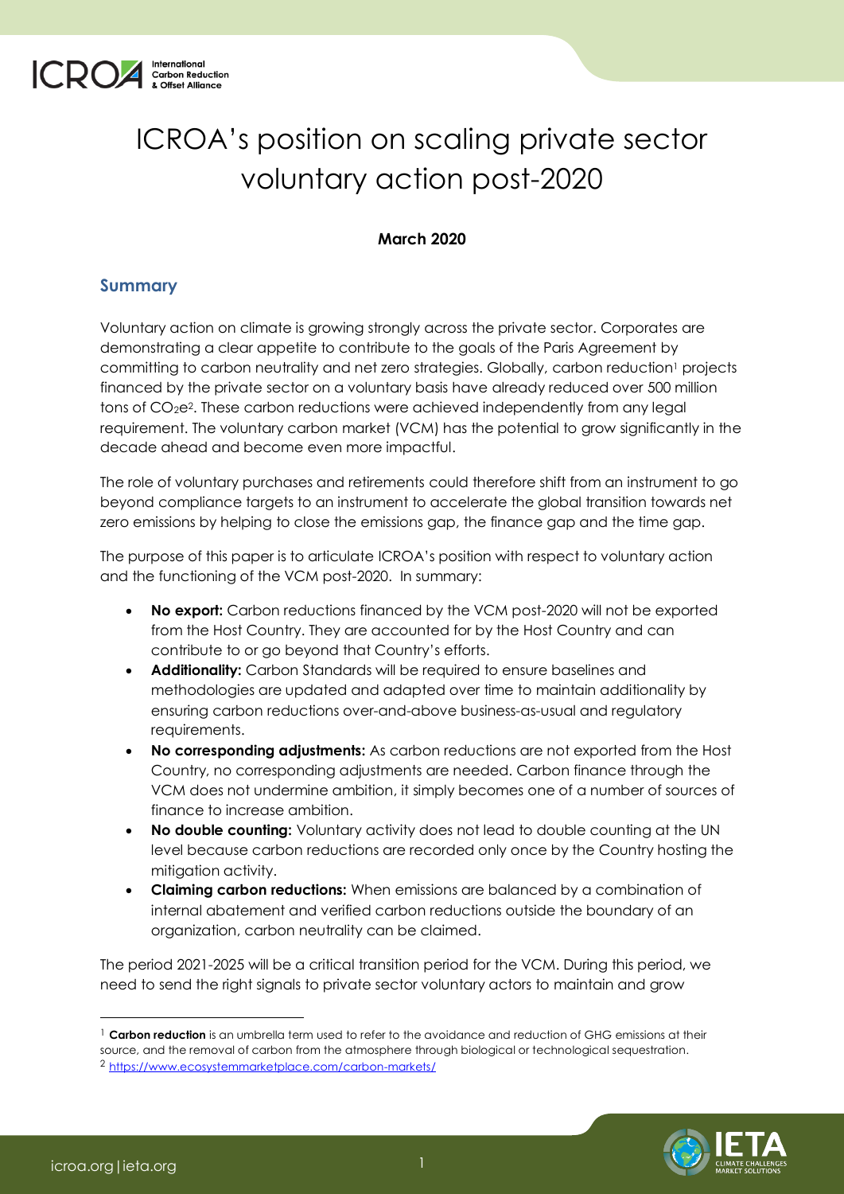# ICROA's position on scaling private sector voluntary action post-2020

**March 2020**

## Summary

Voluntary action on climate is growing strongly across the private sector. Corporates are demonstrating a clear appetite to contribute to the goals of the Paris Agreement by committing to carbon neutrality and net zero strategies. Globally, carbon reduction[1] projects financed by the private sector on a voluntary basis have already reduced over 500 million tons of $CO_2e$[2]. These carbon reductions were achieved independently from any legal requirement. The voluntary carbon market (VCM) has the potential to grow significantly in the decade ahead and become even more impactful.

The role of voluntary purchases and retirements could therefore shift from an instrument to go beyond compliance targets to an instrument to accelerate the global transition towards net zero emissions by helping to close the emissions gap, the finance gap and the time gap.

The purpose of this paper is to articulate ICROA's position with respect to voluntary action and the functioning of the VCM post-2020. In summary:

- **No export:** Carbon reductions financed by the VCM post-2020 will not be exported from the Host Country. They are accounted for by the Host Country and can contribute to or go beyond that Country's efforts.
- **Additionality:** Carbon Standards will be required to ensure baselines and methodologies are updated and adapted over time to maintain additionality by ensuring carbon reductions over-and-above business-as-usual and regulatory requirements.
- **No corresponding adjustments:** As carbon reductions are not exported from the Host Country, no corresponding adjustments are needed. Carbon finance through the VCM does not undermine ambition, it simply becomes one of a number of sources of finance to increase ambition.
- **No double counting:** Voluntary activity does not lead to double counting at the UN level because carbon reductions are recorded only once by the Country hosting the mitigation activity.
- **Claiming carbon reductions:** When emissions are balanced by a combination of internal abatement and verified carbon reductions outside the boundary of an organization, carbon neutrality can be claimed.

The period 2021-2025 will be a critical transition period for the VCM. During this period, we need to send the right signals to private sector voluntary actors to maintain and grow

---

[1] **Carbon reduction** is an umbrella term used to refer to the avoidance and reduction of GHG emissions at their source, and the removal of carbon from the atmosphere through biological or technological sequestration.

[2] https://www.ecosystemmarketplace.com/carbon-markets/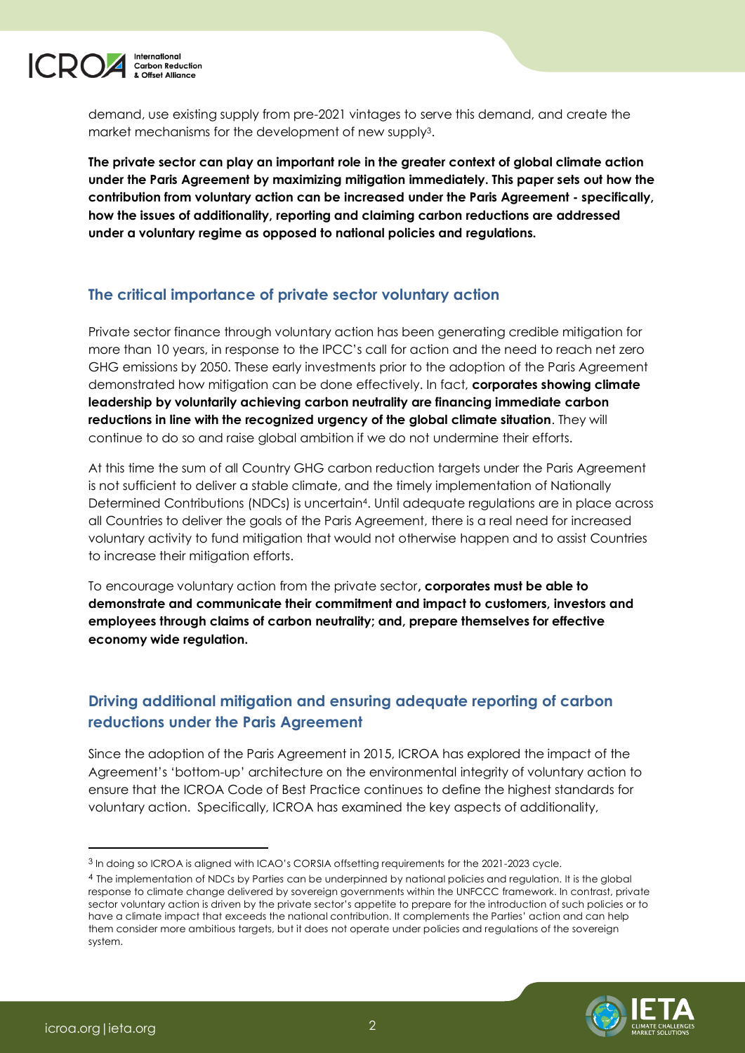demand, use existing supply from pre-2021 vintages to serve this demand, and create the market mechanisms for the development of new supply[3].

**The private sector can play an important role in the greater context of global climate action under the Paris Agreement by maximizing mitigation immediately. This paper sets out how the contribution from voluntary action can be increased under the Paris Agreement - specifically, how the issues of additionality, reporting and claiming carbon reductions are addressed under a voluntary regime as opposed to national policies and regulations.**

## The critical importance of private sector voluntary action

Private sector finance through voluntary action has been generating credible mitigation for more than 10 years, in response to the IPCC's call for action and the need to reach net zero GHG emissions by 2050. These early investments prior to the adoption of the Paris Agreement demonstrated how mitigation can be done effectively. In fact, **corporates showing climate leadership by voluntarily achieving carbon neutrality are financing immediate carbon reductions in line with the recognized urgency of the global climate situation**. They will continue to do so and raise global ambition if we do not undermine their efforts.

At this time the sum of all Country GHG carbon reduction targets under the Paris Agreement is not sufficient to deliver a stable climate, and the timely implementation of Nationally Determined Contributions (NDCs) is uncertain[4]. Until adequate regulations are in place across all Countries to deliver the goals of the Paris Agreement, there is a real need for increased voluntary activity to fund mitigation that would not otherwise happen and to assist Countries to increase their mitigation efforts.

To encourage voluntary action from the private sector**, corporates must be able to demonstrate and communicate their commitment and impact to customers, investors and employees through claims of carbon neutrality; and, prepare themselves for effective economy wide regulation.**

## Driving additional mitigation and ensuring adequate reporting of carbon reductions under the Paris Agreement

Since the adoption of the Paris Agreement in 2015, ICROA has explored the impact of the Agreement's 'bottom-up' architecture on the environmental integrity of voluntary action to ensure that the ICROA Code of Best Practice continues to define the highest standards for voluntary action. Specifically, ICROA has examined the key aspects of additionality,

---

[3] In doing so ICROA is aligned with ICAO's CORSIA offsetting requirements for the 2021-2023 cycle.

[4] The implementation of NDCs by Parties can be underpinned by national policies and regulation. It is the global response to climate change delivered by sovereign governments within the UNFCCC framework. In contrast, private sector voluntary action is driven by the private sector's appetite to prepare for the introduction of such policies or to have a climate impact that exceeds the national contribution. It complements the Parties' action and can help them consider more ambitious targets, but it does not operate under policies and regulations of the sovereign system.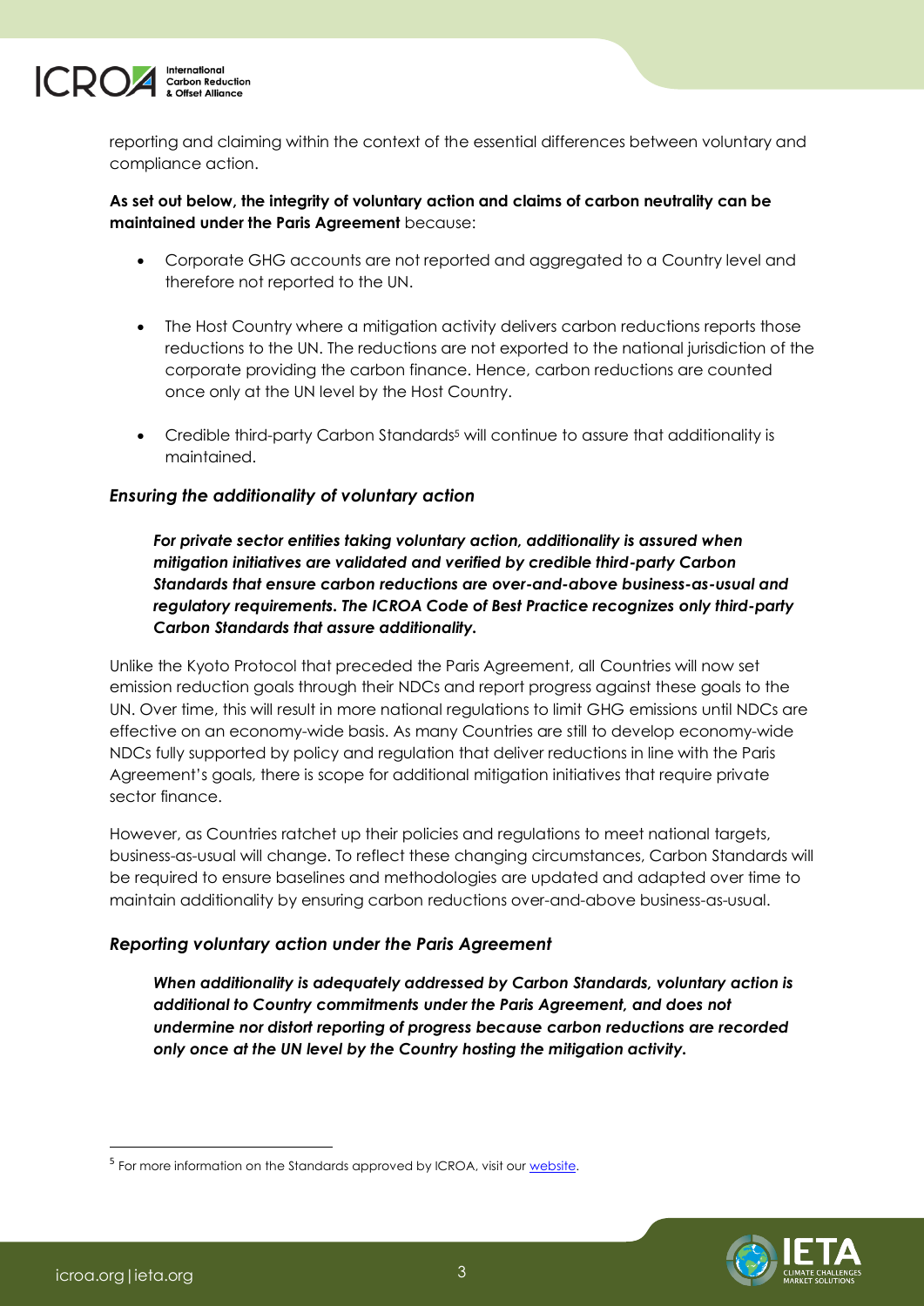reporting and claiming within the context of the essential differences between voluntary and compliance action.

**As set out below, the integrity of voluntary action and claims of carbon neutrality can be maintained under the Paris Agreement** because:

- Corporate GHG accounts are not reported and aggregated to a Country level and therefore not reported to the UN.
- The Host Country where a mitigation activity delivers carbon reductions reports those reductions to the UN. The reductions are not exported to the national jurisdiction of the corporate providing the carbon finance. Hence, carbon reductions are counted once only at the UN level by the Host Country.
- Credible third-party Carbon Standards[5] will continue to assure that additionality is maintained.

### *Ensuring the additionality of voluntary action*

> ***For private sector entities taking voluntary action, additionality is assured when mitigation initiatives are validated and verified by credible third-party Carbon Standards that ensure carbon reductions are over-and-above business-as-usual and regulatory requirements. The ICROA Code of Best Practice recognizes only third-party Carbon Standards that assure additionality.***

Unlike the Kyoto Protocol that preceded the Paris Agreement, all Countries will now set emission reduction goals through their NDCs and report progress against these goals to the UN. Over time, this will result in more national regulations to limit GHG emissions until NDCs are effective on an economy-wide basis. As many Countries are still to develop economy-wide NDCs fully supported by policy and regulation that deliver reductions in line with the Paris Agreement's goals, there is scope for additional mitigation initiatives that require private sector finance.

However, as Countries ratchet up their policies and regulations to meet national targets, business-as-usual will change. To reflect these changing circumstances, Carbon Standards will be required to ensure baselines and methodologies are updated and adapted over time to maintain additionality by ensuring carbon reductions over-and-above business-as-usual.

### *Reporting voluntary action under the Paris Agreement*

> ***When additionality is adequately addressed by Carbon Standards, voluntary action is additional to Country commitments under the Paris Agreement, and does not undermine nor distort reporting of progress because carbon reductions are recorded only once at the UN level by the Country hosting the mitigation activity.***

---

[5] For more information on the Standards approved by ICROA, visit our website.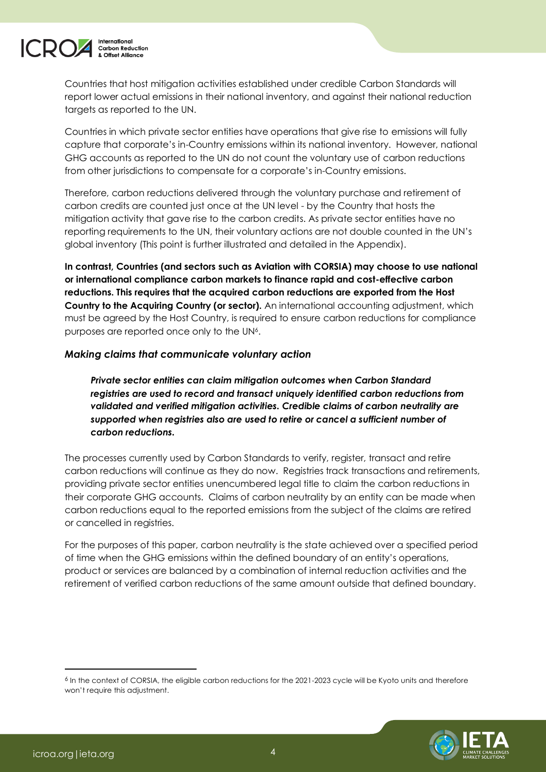Countries that host mitigation activities established under credible Carbon Standards will report lower actual emissions in their national inventory, and against their national reduction targets as reported to the UN.

Countries in which private sector entities have operations that give rise to emissions will fully capture that corporate's in-Country emissions within its national inventory. However, national GHG accounts as reported to the UN do not count the voluntary use of carbon reductions from other jurisdictions to compensate for a corporate's in-Country emissions.

Therefore, carbon reductions delivered through the voluntary purchase and retirement of carbon credits are counted just once at the UN level - by the Country that hosts the mitigation activity that gave rise to the carbon credits. As private sector entities have no reporting requirements to the UN, their voluntary actions are not double counted in the UN's global inventory (This point is further illustrated and detailed in the Appendix).

**In contrast, Countries (and sectors such as Aviation with CORSIA) may choose to use national or international compliance carbon markets to finance rapid and cost-effective carbon reductions. This requires that the acquired carbon reductions are exported from the Host Country to the Acquiring Country (or sector).** An international accounting adjustment, which must be agreed by the Host Country, is required to ensure carbon reductions for compliance purposes are reported once only to the UN[6].

### *Making claims that communicate voluntary action*

> ***Private sector entities can claim mitigation outcomes when Carbon Standard registries are used to record and transact uniquely identified carbon reductions from validated and verified mitigation activities. Credible claims of carbon neutrality are supported when registries also are used to retire or cancel a sufficient number of carbon reductions.***

The processes currently used by Carbon Standards to verify, register, transact and retire carbon reductions will continue as they do now. Registries track transactions and retirements, providing private sector entities unencumbered legal title to claim the carbon reductions in their corporate GHG accounts. Claims of carbon neutrality by an entity can be made when carbon reductions equal to the reported emissions from the subject of the claims are retired or cancelled in registries.

For the purposes of this paper, carbon neutrality is the state achieved over a specified period of time when the GHG emissions within the defined boundary of an entity's operations, product or services are balanced by a combination of internal reduction activities and the retirement of verified carbon reductions of the same amount outside that defined boundary.

---

[6] In the context of CORSIA, the eligible carbon reductions for the 2021-2023 cycle will be Kyoto units and therefore won't require this adjustment.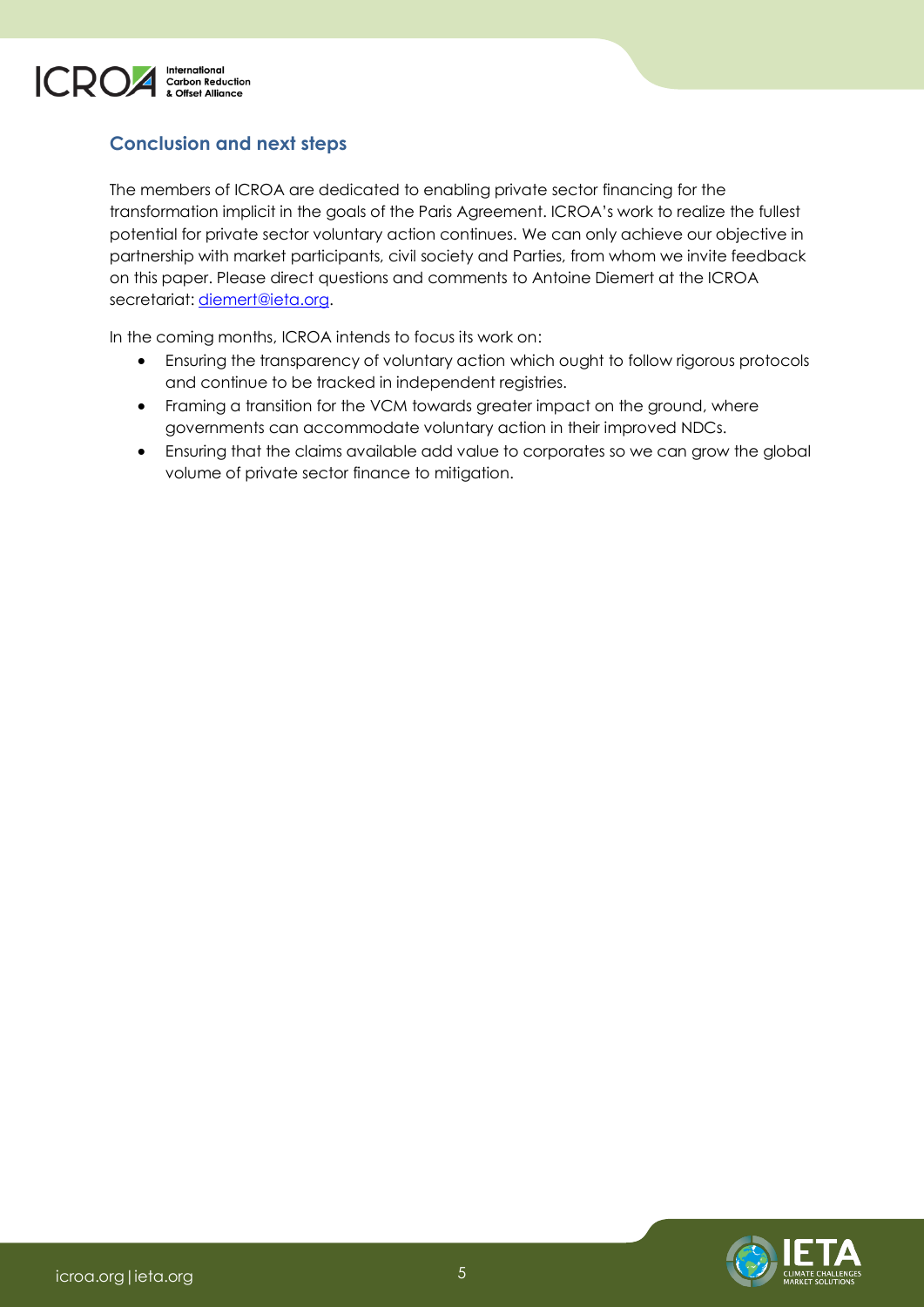## Conclusion and next steps

The members of ICROA are dedicated to enabling private sector financing for the transformation implicit in the goals of the Paris Agreement. ICROA's work to realize the fullest potential for private sector voluntary action continues. We can only achieve our objective in partnership with market participants, civil society and Parties, from whom we invite feedback on this paper. Please direct questions and comments to Antoine Diemert at the ICROA secretariat: diemert@ieta.org.

In the coming months, ICROA intends to focus its work on:

- Ensuring the transparency of voluntary action which ought to follow rigorous protocols and continue to be tracked in independent registries.
- Framing a transition for the VCM towards greater impact on the ground, where governments can accommodate voluntary action in their improved NDCs.
- Ensuring that the claims available add value to corporates so we can grow the global volume of private sector finance to mitigation.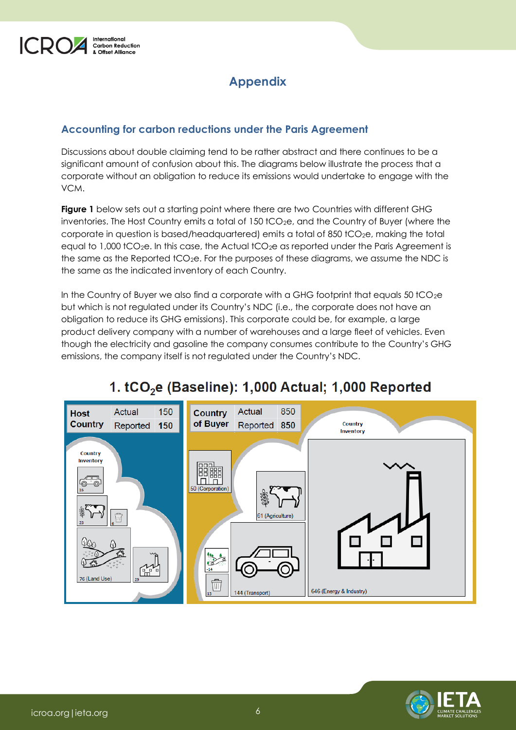## Appendix

### Accounting for carbon reductions under the Paris Agreement

Discussions about double claiming tend to be rather abstract and there continues to be a significant amount of confusion about this. The diagrams below illustrate the process that a corporate without an obligation to reduce its emissions would undertake to engage with the VCM.

**Figure 1** below sets out a starting point where there are two Countries with different GHG inventories. The Host Country emits a total of 150 $tCO_2e$, and the Country of Buyer (where the corporate in question is based/headquartered) emits a total of 850 $tCO_2e$, making the total equal to 1,000 $tCO_2e$. In this case, the Actual $tCO_2e$ as reported under the Paris Agreement is the same as the Reported $tCO_2e$. For the purposes of these diagrams, we assume the NDC is the same as the indicated inventory of each Country.

In the Country of Buyer we also find a corporate with a GHG footprint that equals 50 $tCO_2e$ but which is not regulated under its Country's NDC (i.e., the corporate does not have an obligation to reduce its GHG emissions). This corporate could be, for example, a large product delivery company with a number of warehouses and a large fleet of vehicles. Even though the electricity and gasoline the company consumes contribute to the Country's GHG emissions, the company itself is not regulated under the Country's NDC.

**1. $tCO_2e$ (Baseline): 1,000 Actual; 1,000 Reported**

| Host Country | | |
|---|---|---|
| Actual | 150 | |
| Reported | 150 | |

Country Inventory: 16; 23; 6; 76 (Land Use); 29

| Country of Buyer | | |
|---|---|---|
| Actual | 850 | |
| Reported | 850 | |

Country Inventory: 50 (Corporation); 61 (Agriculture); -14; 13; 144 (Transport); 646 (Energy & Industry)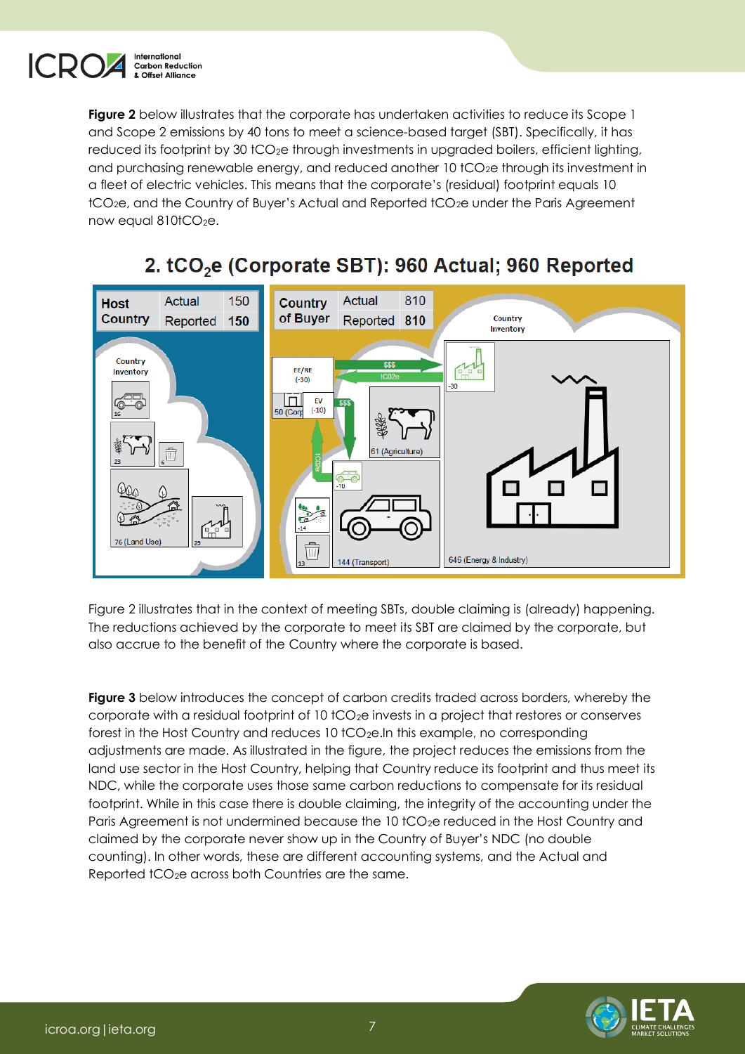**Figure 2** below illustrates that the corporate has undertaken activities to reduce its Scope 1 and Scope 2 emissions by 40 tons to meet a science-based target (SBT). Specifically, it has reduced its footprint by 30 $tCO_2e$ through investments in upgraded boilers, efficient lighting, and purchasing renewable energy, and reduced another 10 $tCO_2e$ through its investment in a fleet of electric vehicles. This means that the corporate's (residual) footprint equals 10 $tCO_2e$, and the Country of Buyer's Actual and Reported $tCO_2e$ under the Paris Agreement now equal 810$tCO_2e$.

## 2. $tCO_2e$ (Corporate SBT): 960 Actual; 960 Reported

| Host Country | | |
|---|---|---|
| | Actual | 150 |
| | Reported | **150** |

| Country of Buyer | | |
|---|---|---|
| | Actual | 810 |
| | Reported | **810** |

Country Inventory (Host Country): 16; 23; 6; 76 (Land Use); 29

Country Inventory (Country of Buyer): EE/RE (-30); EV (-10); 50 (Corp); $$$; tC02e; -30; 61 (Agriculture); -10; -14; 13; 144 (Transport); 646 (Energy & Industry)

Figure 2 illustrates that in the context of meeting SBTs, double claiming is (already) happening. The reductions achieved by the corporate to meet its SBT are claimed by the corporate, but also accrue to the benefit of the Country where the corporate is based.

**Figure 3** below introduces the concept of carbon credits traded across borders, whereby the corporate with a residual footprint of 10 $tCO_2e$ invests in a project that restores or conserves forest in the Host Country and reduces 10 $tCO_2e$.In this example, no corresponding adjustments are made. As illustrated in the figure, the project reduces the emissions from the land use sector in the Host Country, helping that Country reduce its footprint and thus meet its NDC, while the corporate uses those same carbon reductions to compensate for its residual footprint. While in this case there is double claiming, the integrity of the accounting under the Paris Agreement is not undermined because the 10 $tCO_2e$ reduced in the Host Country and claimed by the corporate never show up in the Country of Buyer's NDC (no double counting). In other words, these are different accounting systems, and the Actual and Reported $tCO_2e$ across both Countries are the same.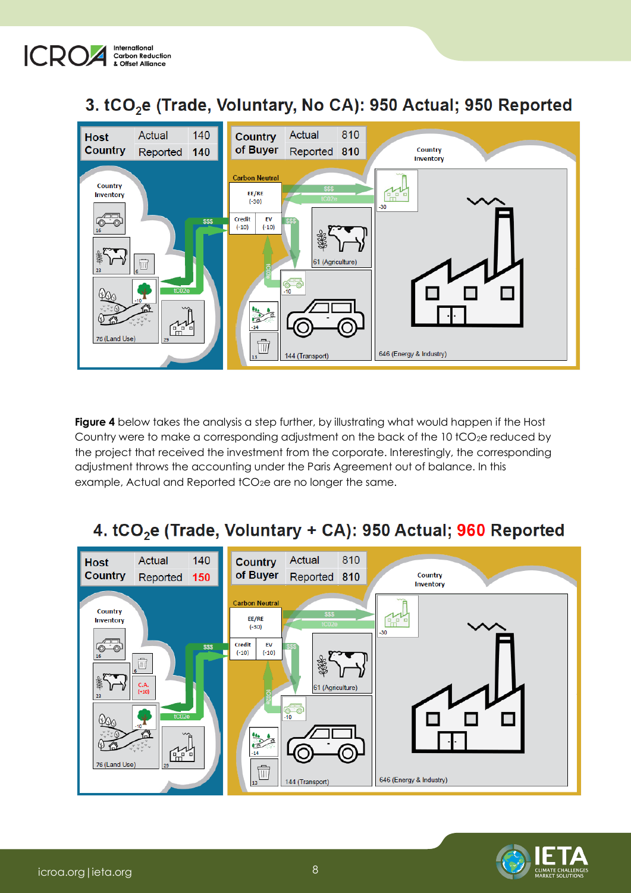## 3. $tCO_2e$ (Trade, Voluntary, No CA): 950 Actual; 950 Reported

| Host Country | | |
|---|---|---|
| | Actual | 140 |
| | Reported | 140 |

| Country of Buyer | | |
|---|---|---|
| | Actual | 810 |
| | Reported | 810 |

**Figure 4** below takes the analysis a step further, by illustrating what would happen if the Host Country were to make a corresponding adjustment on the back of the 10 $tCO_2e$ reduced by the project that received the investment from the corporate. Interestingly, the corresponding adjustment throws the accounting under the Paris Agreement out of balance. In this example, Actual and Reported $tCO_2e$ are no longer the same.

## 4. $tCO_2e$ (Trade, Voluntary + CA): 950 Actual; 960 Reported

| Host Country | | |
|---|---|---|
| | Actual | 140 |
| | Reported | 150 |

| Country of Buyer | | |
|---|---|---|
| | Actual | 810 |
| | Reported | 810 |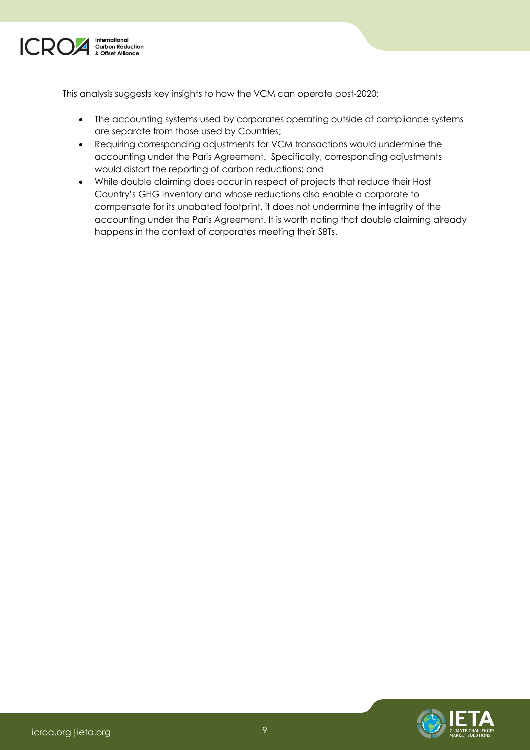This analysis suggests key insights to how the VCM can operate post-2020:

- The accounting systems used by corporates operating outside of compliance systems are separate from those used by Countries;
- Requiring corresponding adjustments for VCM transactions would undermine the accounting under the Paris Agreement. Specifically, corresponding adjustments would distort the reporting of carbon reductions; and
- While double claiming does occur in respect of projects that reduce their Host Country's GHG inventory and whose reductions also enable a corporate to compensate for its unabated footprint, it does not undermine the integrity of the accounting under the Paris Agreement. It is worth noting that double claiming already happens in the context of corporates meeting their SBTs.